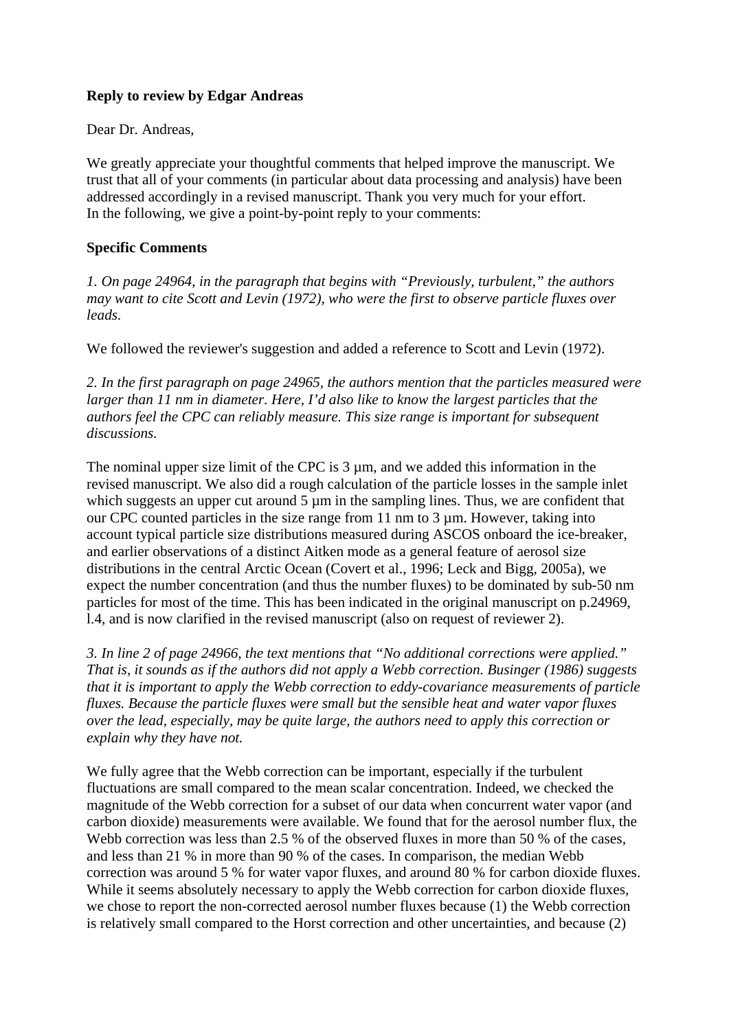**Reply to review by Edgar Andreas**

Dear Dr. Andreas,

We greatly appreciate your thoughtful comments that helped improve the manuscript. We trust that all of your comments (in particular about data processing and analysis) have been addressed accordingly in a revised manuscript. Thank you very much for your effort.
In the following, we give a point-by-point reply to your comments:

**Specific Comments**

*1. On page 24964, in the paragraph that begins with "Previously, turbulent," the authors may want to cite Scott and Levin (1972), who were the first to observe particle fluxes over leads.*

We followed the reviewer's suggestion and added a reference to Scott and Levin (1972).

*2. In the first paragraph on page 24965, the authors mention that the particles measured were larger than 11 nm in diameter. Here, I'd also like to know the largest particles that the authors feel the CPC can reliably measure. This size range is important for subsequent discussions.*

The nominal upper size limit of the CPC is 3 µm, and we added this information in the revised manuscript. We also did a rough calculation of the particle losses in the sample inlet which suggests an upper cut around 5 µm in the sampling lines. Thus, we are confident that our CPC counted particles in the size range from 11 nm to 3 µm. However, taking into account typical particle size distributions measured during ASCOS onboard the ice-breaker, and earlier observations of a distinct Aitken mode as a general feature of aerosol size distributions in the central Arctic Ocean (Covert et al., 1996; Leck and Bigg, 2005a), we expect the number concentration (and thus the number fluxes) to be dominated by sub-50 nm particles for most of the time. This has been indicated in the original manuscript on p.24969, l.4, and is now clarified in the revised manuscript (also on request of reviewer 2).

*3. In line 2 of page 24966, the text mentions that "No additional corrections were applied." That is, it sounds as if the authors did not apply a Webb correction. Businger (1986) suggests that it is important to apply the Webb correction to eddy-covariance measurements of particle fluxes. Because the particle fluxes were small but the sensible heat and water vapor fluxes over the lead, especially, may be quite large, the authors need to apply this correction or explain why they have not.*

We fully agree that the Webb correction can be important, especially if the turbulent fluctuations are small compared to the mean scalar concentration. Indeed, we checked the magnitude of the Webb correction for a subset of our data when concurrent water vapor (and carbon dioxide) measurements were available. We found that for the aerosol number flux, the Webb correction was less than 2.5 % of the observed fluxes in more than 50 % of the cases, and less than 21 % in more than 90 % of the cases. In comparison, the median Webb correction was around 5 % for water vapor fluxes, and around 80 % for carbon dioxide fluxes. While it seems absolutely necessary to apply the Webb correction for carbon dioxide fluxes, we chose to report the non-corrected aerosol number fluxes because (1) the Webb correction is relatively small compared to the Horst correction and other uncertainties, and because (2)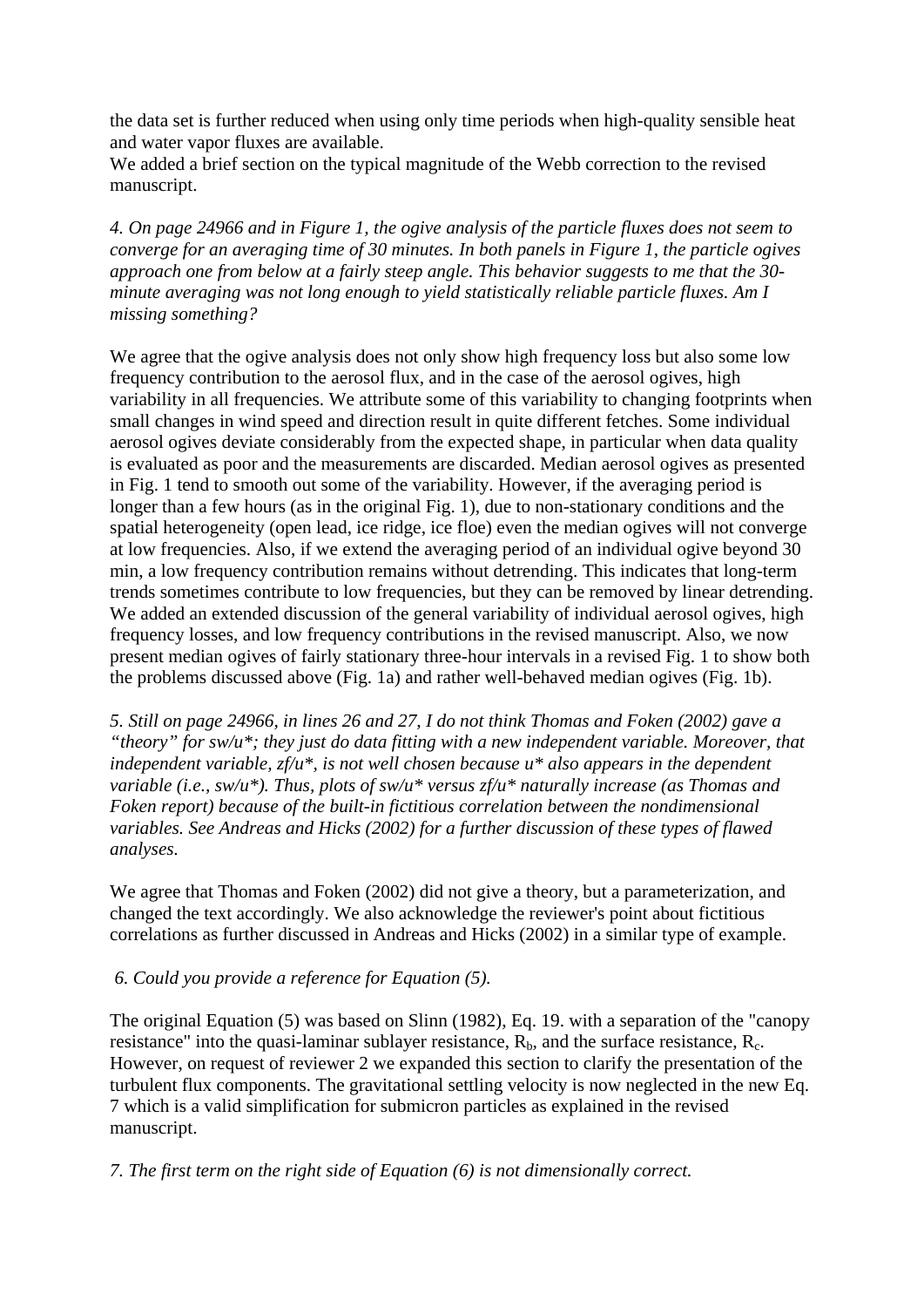the data set is further reduced when using only time periods when high-quality sensible heat and water vapor fluxes are available.
We added a brief section on the typical magnitude of the Webb correction to the revised manuscript.

*4. On page 24966 and in Figure 1, the ogive analysis of the particle fluxes does not seem to converge for an averaging time of 30 minutes. In both panels in Figure 1, the particle ogives approach one from below at a fairly steep angle. This behavior suggests to me that the 30-minute averaging was not long enough to yield statistically reliable particle fluxes. Am I missing something?*

We agree that the ogive analysis does not only show high frequency loss but also some low frequency contribution to the aerosol flux, and in the case of the aerosol ogives, high variability in all frequencies. We attribute some of this variability to changing footprints when small changes in wind speed and direction result in quite different fetches. Some individual aerosol ogives deviate considerably from the expected shape, in particular when data quality is evaluated as poor and the measurements are discarded. Median aerosol ogives as presented in Fig. 1 tend to smooth out some of the variability. However, if the averaging period is longer than a few hours (as in the original Fig. 1), due to non-stationary conditions and the spatial heterogeneity (open lead, ice ridge, ice floe) even the median ogives will not converge at low frequencies. Also, if we extend the averaging period of an individual ogive beyond 30 min, a low frequency contribution remains without detrending. This indicates that long-term trends sometimes contribute to low frequencies, but they can be removed by linear detrending. We added an extended discussion of the general variability of individual aerosol ogives, high frequency losses, and low frequency contributions in the revised manuscript. Also, we now present median ogives of fairly stationary three-hour intervals in a revised Fig. 1 to show both the problems discussed above (Fig. 1a) and rather well-behaved median ogives (Fig. 1b).

*5. Still on page 24966, in lines 26 and 27, I do not think Thomas and Foken (2002) gave a "theory" for sw/u*; they just do data fitting with a new independent variable. Moreover, that independent variable, zf/u*, is not well chosen because u* also appears in the dependent variable (i.e., sw/u*). Thus, plots of sw/u* versus zf/u* naturally increase (as Thomas and Foken report) because of the built-in fictitious correlation between the nondimensional variables. See Andreas and Hicks (2002) for a further discussion of these types of flawed analyses.*

We agree that Thomas and Foken (2002) did not give a theory, but a parameterization, and changed the text accordingly. We also acknowledge the reviewer's point about fictitious correlations as further discussed in Andreas and Hicks (2002) in a similar type of example.

*6. Could you provide a reference for Equation (5).*

The original Equation (5) was based on Slinn (1982), Eq. 19. with a separation of the "canopy resistance" into the quasi-laminar sublayer resistance, $R_b$, and the surface resistance, $R_c$. However, on request of reviewer 2 we expanded this section to clarify the presentation of the turbulent flux components. The gravitational settling velocity is now neglected in the new Eq. 7 which is a valid simplification for submicron particles as explained in the revised manuscript.

*7. The first term on the right side of Equation (6) is not dimensionally correct.*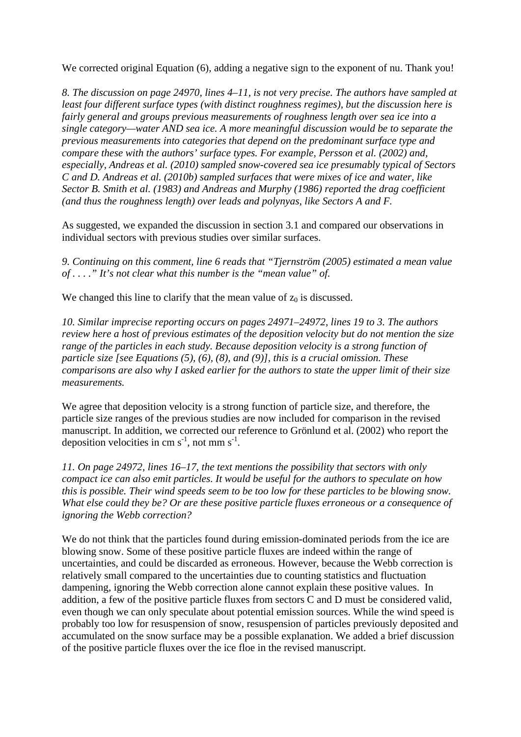We corrected original Equation (6), adding a negative sign to the exponent of nu. Thank you!

*8. The discussion on page 24970, lines 4–11, is not very precise. The authors have sampled at least four different surface types (with distinct roughness regimes), but the discussion here is fairly general and groups previous measurements of roughness length over sea ice into a single category—water AND sea ice. A more meaningful discussion would be to separate the previous measurements into categories that depend on the predominant surface type and compare these with the authors' surface types. For example, Persson et al. (2002) and, especially, Andreas et al. (2010) sampled snow-covered sea ice presumably typical of Sectors C and D. Andreas et al. (2010b) sampled surfaces that were mixes of ice and water, like Sector B. Smith et al. (1983) and Andreas and Murphy (1986) reported the drag coefficient (and thus the roughness length) over leads and polynyas, like Sectors A and F.*

As suggested, we expanded the discussion in section 3.1 and compared our observations in individual sectors with previous studies over similar surfaces.

*9. Continuing on this comment, line 6 reads that "Tjernström (2005) estimated a mean value of . . . ." It's not clear what this number is the "mean value" of.*

We changed this line to clarify that the mean value of $z_0$ is discussed.

*10. Similar imprecise reporting occurs on pages 24971–24972, lines 19 to 3. The authors review here a host of previous estimates of the deposition velocity but do not mention the size range of the particles in each study. Because deposition velocity is a strong function of particle size [see Equations (5), (6), (8), and (9)], this is a crucial omission. These comparisons are also why I asked earlier for the authors to state the upper limit of their size measurements.*

We agree that deposition velocity is a strong function of particle size, and therefore, the particle size ranges of the previous studies are now included for comparison in the revised manuscript. In addition, we corrected our reference to Grönlund et al. (2002) who report the deposition velocities in cm $s^{-1}$, not mm $s^{-1}$.

*11. On page 24972, lines 16–17, the text mentions the possibility that sectors with only compact ice can also emit particles. It would be useful for the authors to speculate on how this is possible. Their wind speeds seem to be too low for these particles to be blowing snow. What else could they be? Or are these positive particle fluxes erroneous or a consequence of ignoring the Webb correction?*

We do not think that the particles found during emission-dominated periods from the ice are blowing snow. Some of these positive particle fluxes are indeed within the range of uncertainties, and could be discarded as erroneous. However, because the Webb correction is relatively small compared to the uncertainties due to counting statistics and fluctuation dampening, ignoring the Webb correction alone cannot explain these positive values. In addition, a few of the positive particle fluxes from sectors C and D must be considered valid, even though we can only speculate about potential emission sources. While the wind speed is probably too low for resuspension of snow, resuspension of particles previously deposited and accumulated on the snow surface may be a possible explanation. We added a brief discussion of the positive particle fluxes over the ice floe in the revised manuscript.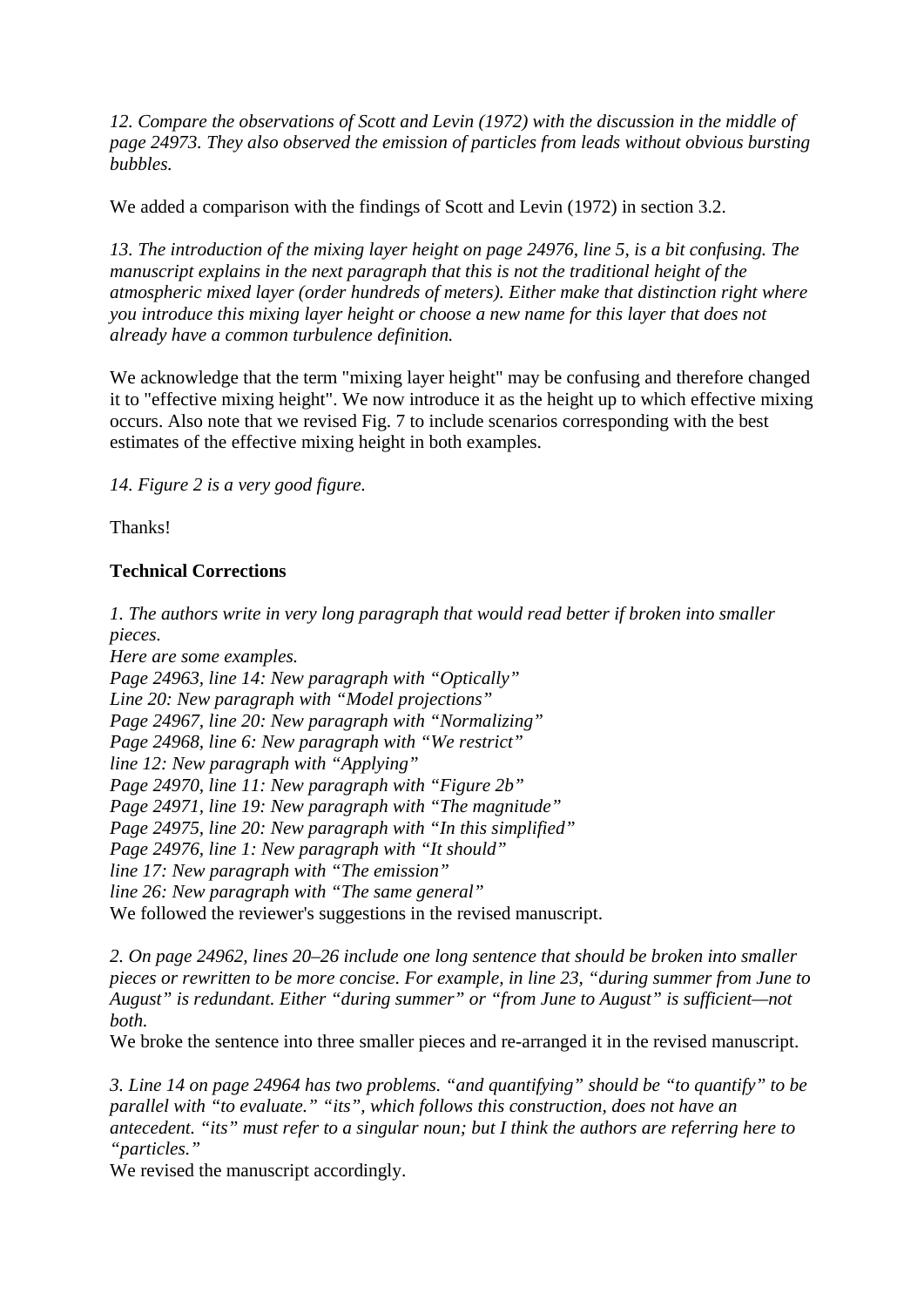*12. Compare the observations of Scott and Levin (1972) with the discussion in the middle of page 24973. They also observed the emission of particles from leads without obvious bursting bubbles.*

We added a comparison with the findings of Scott and Levin (1972) in section 3.2.

*13. The introduction of the mixing layer height on page 24976, line 5, is a bit confusing. The manuscript explains in the next paragraph that this is not the traditional height of the atmospheric mixed layer (order hundreds of meters). Either make that distinction right where you introduce this mixing layer height or choose a new name for this layer that does not already have a common turbulence definition.*

We acknowledge that the term "mixing layer height" may be confusing and therefore changed it to "effective mixing height". We now introduce it as the height up to which effective mixing occurs. Also note that we revised Fig. 7 to include scenarios corresponding with the best estimates of the effective mixing height in both examples.

*14. Figure 2 is a very good figure.*

Thanks!

**Technical Corrections**

*1. The authors write in very long paragraph that would read better if broken into smaller pieces.*
*Here are some examples.*
*Page 24963, line 14: New paragraph with "Optically"*
*Line 20: New paragraph with "Model projections"*
*Page 24967, line 20: New paragraph with "Normalizing"*
*Page 24968, line 6: New paragraph with "We restrict"*
*line 12: New paragraph with "Applying"*
*Page 24970, line 11: New paragraph with "Figure 2b"*
*Page 24971, line 19: New paragraph with "The magnitude"*
*Page 24975, line 20: New paragraph with "In this simplified"*
*Page 24976, line 1: New paragraph with "It should"*
*line 17: New paragraph with "The emission"*
*line 26: New paragraph with "The same general"*
We followed the reviewer's suggestions in the revised manuscript.

*2. On page 24962, lines 20–26 include one long sentence that should be broken into smaller pieces or rewritten to be more concise. For example, in line 23, "during summer from June to August" is redundant. Either "during summer" or "from June to August" is sufficient—not both.*
We broke the sentence into three smaller pieces and re-arranged it in the revised manuscript.

*3. Line 14 on page 24964 has two problems. "and quantifying" should be "to quantify" to be parallel with "to evaluate." "its", which follows this construction, does not have an antecedent. "its" must refer to a singular noun; but I think the authors are referring here to "particles."*
We revised the manuscript accordingly.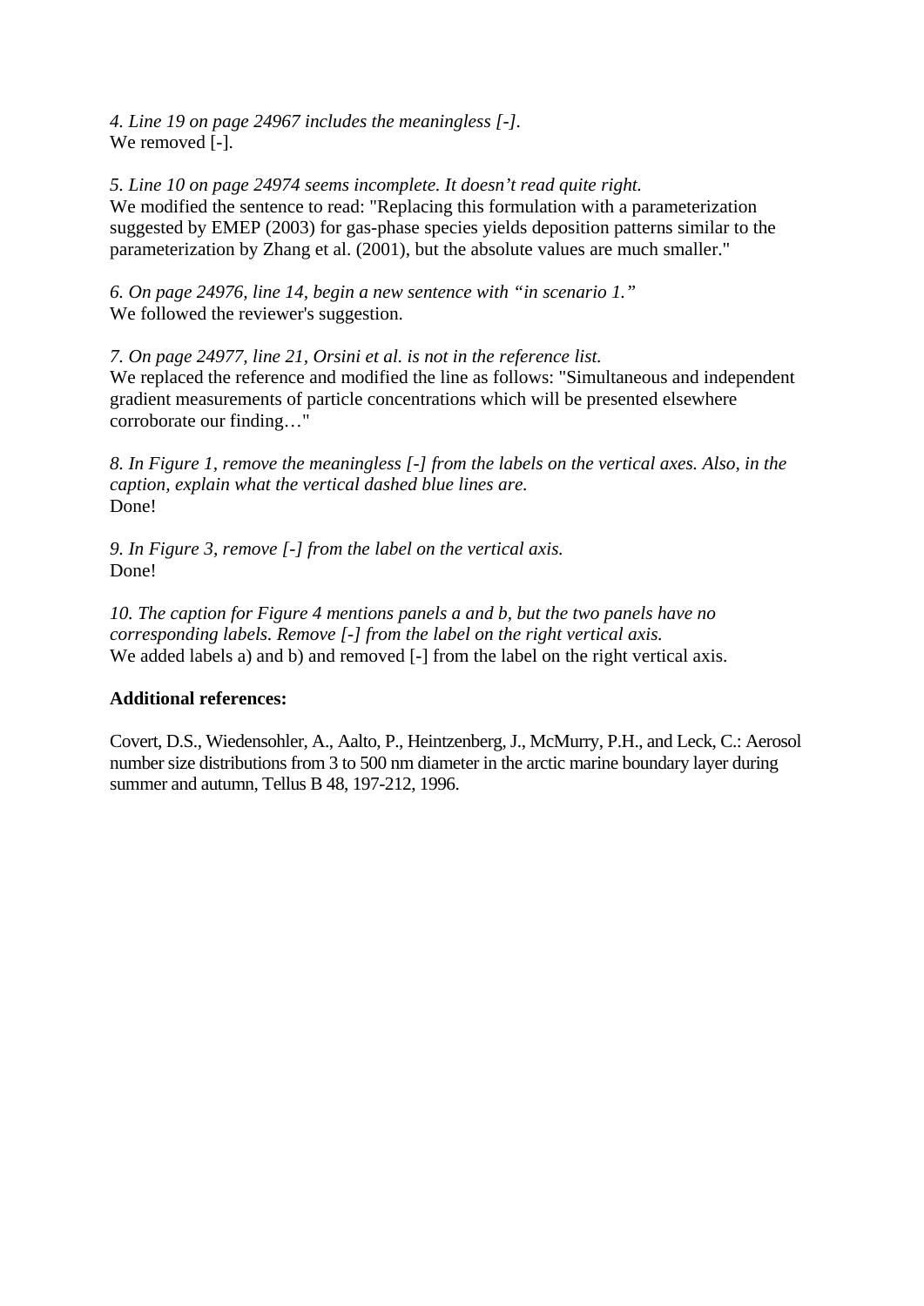*4. Line 19 on page 24967 includes the meaningless [-].*
We removed [-].

*5. Line 10 on page 24974 seems incomplete. It doesn't read quite right.*
We modified the sentence to read: "Replacing this formulation with a parameterization suggested by EMEP (2003) for gas-phase species yields deposition patterns similar to the parameterization by Zhang et al. (2001), but the absolute values are much smaller."

*6. On page 24976, line 14, begin a new sentence with "in scenario 1."*
We followed the reviewer's suggestion.

*7. On page 24977, line 21, Orsini et al. is not in the reference list.*
We replaced the reference and modified the line as follows: "Simultaneous and independent gradient measurements of particle concentrations which will be presented elsewhere corroborate our finding…"

*8. In Figure 1, remove the meaningless [-] from the labels on the vertical axes. Also, in the caption, explain what the vertical dashed blue lines are.*
Done!

*9. In Figure 3, remove [-] from the label on the vertical axis.*
Done!

*10. The caption for Figure 4 mentions panels a and b, but the two panels have no corresponding labels. Remove [-] from the label on the right vertical axis.*
We added labels a) and b) and removed [-] from the label on the right vertical axis.

**Additional references:**

Covert, D.S., Wiedensohler, A., Aalto, P., Heintzenberg, J., McMurry, P.H., and Leck, C.: Aerosol number size distributions from 3 to 500 nm diameter in the arctic marine boundary layer during summer and autumn, Tellus B 48, 197-212, 1996.